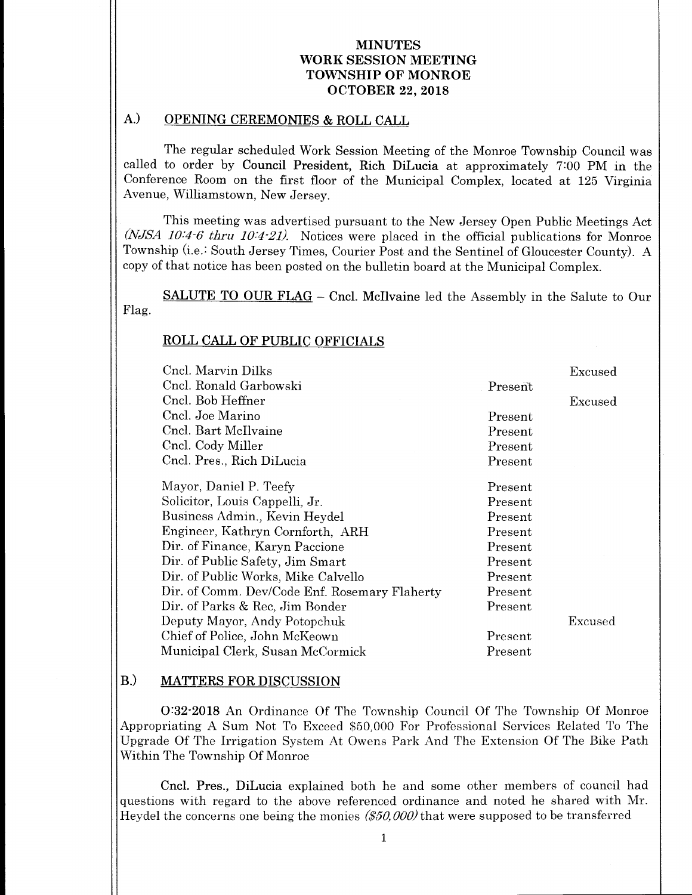# MINUTES
# WORK SESSION MEETING
# TOWNSHIP OF MONROE
# OCTOBER 22, 2018

## A.) OPENING CEREMONIES & ROLL CALL

The regular scheduled Work Session Meeting of the Monroe Township Council was called to order by **Council President, Rich DiLucia** at approximately 7:00 PM in the Conference Room on the first floor of the Municipal Complex, located at 125 Virginia Avenue, Williamstown, New Jersey.

This meeting was advertised pursuant to the New Jersey Open Public Meetings Act *(NJSA 10:4-6 thru 10:4-21)*. Notices were placed in the official publications for Monroe Township (i.e.: South Jersey Times, Courier Post and the Sentinel of Gloucester County). A copy of that notice has been posted on the bulletin board at the Municipal Complex.

**SALUTE TO OUR FLAG** – **Cncl. McIlvaine** led the Assembly in the Salute to Our Flag.

### ROLL CALL OF PUBLIC OFFICIALS

| | | |
|---|---|---|
| Cncl. Marvin Dilks | | Excused |
| Cncl. Ronald Garbowski | Present | |
| Cncl. Bob Heffner | | Excused |
| Cncl. Joe Marino | Present | |
| Cncl. Bart McIlvaine | Present | |
| Cncl. Cody Miller | Present | |
| Cncl. Pres., Rich DiLucia | Present | |
| Mayor, Daniel P. Teefy | Present | |
| Solicitor, Louis Cappelli, Jr. | Present | |
| Business Admin., Kevin Heydel | Present | |
| Engineer, Kathryn Cornforth, ARH | Present | |
| Dir. of Finance, Karyn Paccione | Present | |
| Dir. of Public Safety, Jim Smart | Present | |
| Dir. of Public Works, Mike Calvello | Present | |
| Dir. of Comm. Dev/Code Enf. Rosemary Flaherty | Present | |
| Dir. of Parks & Rec, Jim Bonder | Present | |
| Deputy Mayor, Andy Potopchuk | | Excused |
| Chief of Police, John McKeown | Present | |
| Municipal Clerk, Susan McCormick | Present | |

## B.) MATTERS FOR DISCUSSION

**O:32-2018** An Ordinance Of The Township Council Of The Township Of Monroe Appropriating A Sum Not To Exceed $50,000 For Professional Services Related To The Upgrade Of The Irrigation System At Owens Park And The Extension Of The Bike Path Within The Township Of Monroe

**Cncl. Pres., DiLucia** explained both he and some other members of council had questions with regard to the above referenced ordinance and noted he shared with Mr. Heydel the concerns one being the monies *($50,000)* that were supposed to be transferred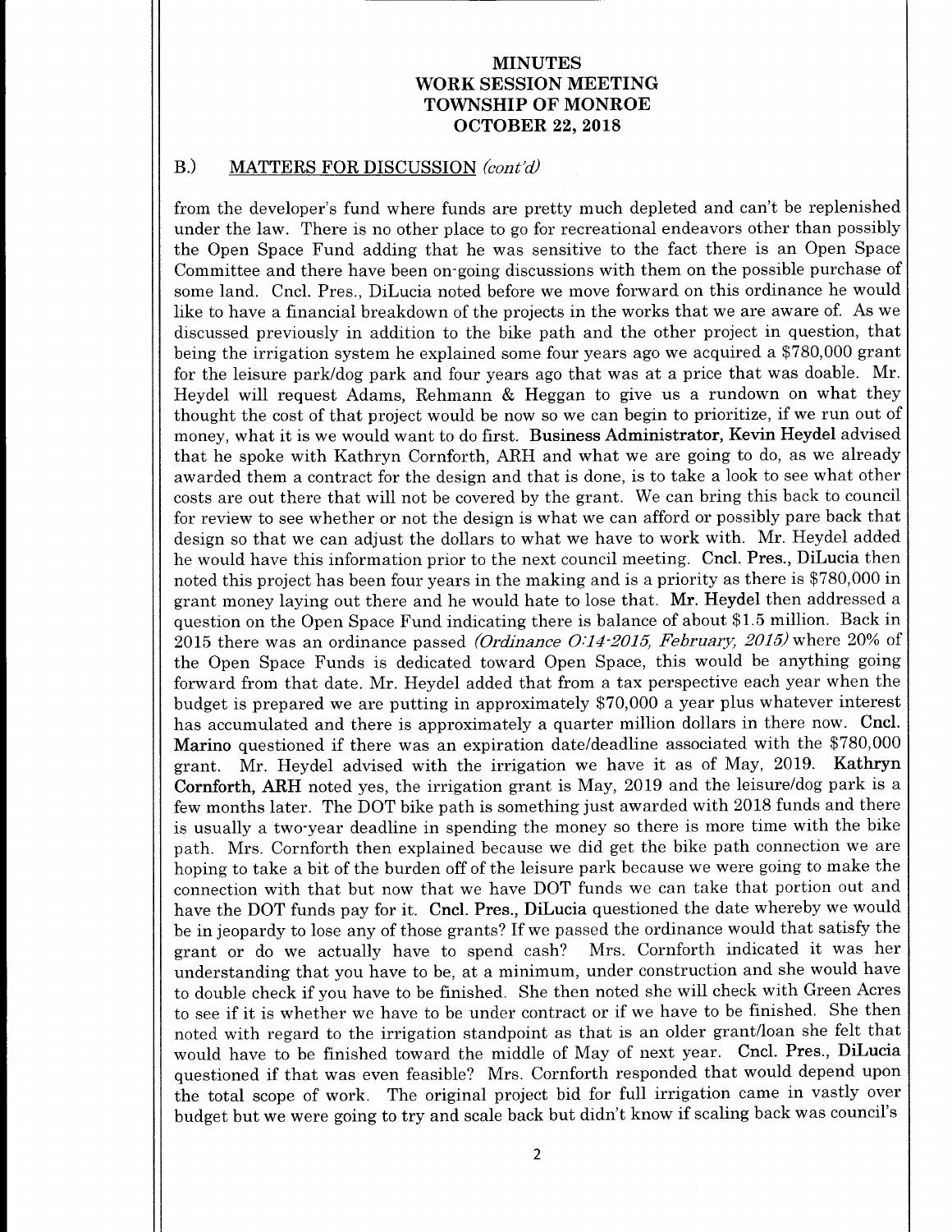**MINUTES**
**WORK SESSION MEETING**
**TOWNSHIP OF MONROE**
**OCTOBER 22, 2018**

## B.) MATTERS FOR DISCUSSION *(cont'd)*

from the developer's fund where funds are pretty much depleted and can't be replenished under the law. There is no other place to go for recreational endeavors other than possibly the Open Space Fund adding that he was sensitive to the fact there is an Open Space Committee and there have been on-going discussions with them on the possible purchase of some land. Cncl. Pres., DiLucia noted before we move forward on this ordinance he would like to have a financial breakdown of the projects in the works that we are aware of. As we discussed previously in addition to the bike path and the other project in question, that being the irrigation system he explained some four years ago we acquired a $780,000 grant for the leisure park/dog park and four years ago that was at a price that was doable. Mr. Heydel will request Adams, Rehmann & Heggan to give us a rundown on what they thought the cost of that project would be now so we can begin to prioritize, if we run out of money, what it is we would want to do first. **Business Administrator, Kevin Heydel** advised that he spoke with Kathryn Cornforth, ARH and what we are going to do, as we already awarded them a contract for the design and that is done, is to take a look to see what other costs are out there that will not be covered by the grant. We can bring this back to council for review to see whether or not the design is what we can afford or possibly pare back that design so that we can adjust the dollars to what we have to work with. Mr. Heydel added he would have this information prior to the next council meeting. **Cncl. Pres., DiLucia** then noted this project has been four years in the making and is a priority as there is $780,000 in grant money laying out there and he would hate to lose that. **Mr. Heydel** then addressed a question on the Open Space Fund indicating there is balance of about $1.5 million. Back in 2015 there was an ordinance passed *(Ordinance O:14-2015, February, 2015)* where 20% of the Open Space Funds is dedicated toward Open Space, this would be anything going forward from that date. Mr. Heydel added that from a tax perspective each year when the budget is prepared we are putting in approximately $70,000 a year plus whatever interest has accumulated and there is approximately a quarter million dollars in there now. **Cncl. Marino** questioned if there was an expiration date/deadline associated with the $780,000 grant. Mr. Heydel advised with the irrigation we have it as of May, 2019. **Kathryn Cornforth, ARH** noted yes, the irrigation grant is May, 2019 and the leisure/dog park is a few months later. The DOT bike path is something just awarded with 2018 funds and there is usually a two-year deadline in spending the money so there is more time with the bike path. Mrs. Cornforth then explained because we did get the bike path connection we are hoping to take a bit of the burden off of the leisure park because we were going to make the connection with that but now that we have DOT funds we can take that portion out and have the DOT funds pay for it. **Cncl. Pres., DiLucia** questioned the date whereby we would be in jeopardy to lose any of those grants? If we passed the ordinance would that satisfy the grant or do we actually have to spend cash? Mrs. Cornforth indicated it was her understanding that you have to be, at a minimum, under construction and she would have to double check if you have to be finished. She then noted she will check with Green Acres to see if it is whether we have to be under contract or if we have to be finished. She then noted with regard to the irrigation standpoint as that is an older grant/loan she felt that would have to be finished toward the middle of May of next year. **Cncl. Pres., DiLucia** questioned if that was even feasible? Mrs. Cornforth responded that would depend upon the total scope of work. The original project bid for full irrigation came in vastly over budget but we were going to try and scale back but didn't know if scaling back was council's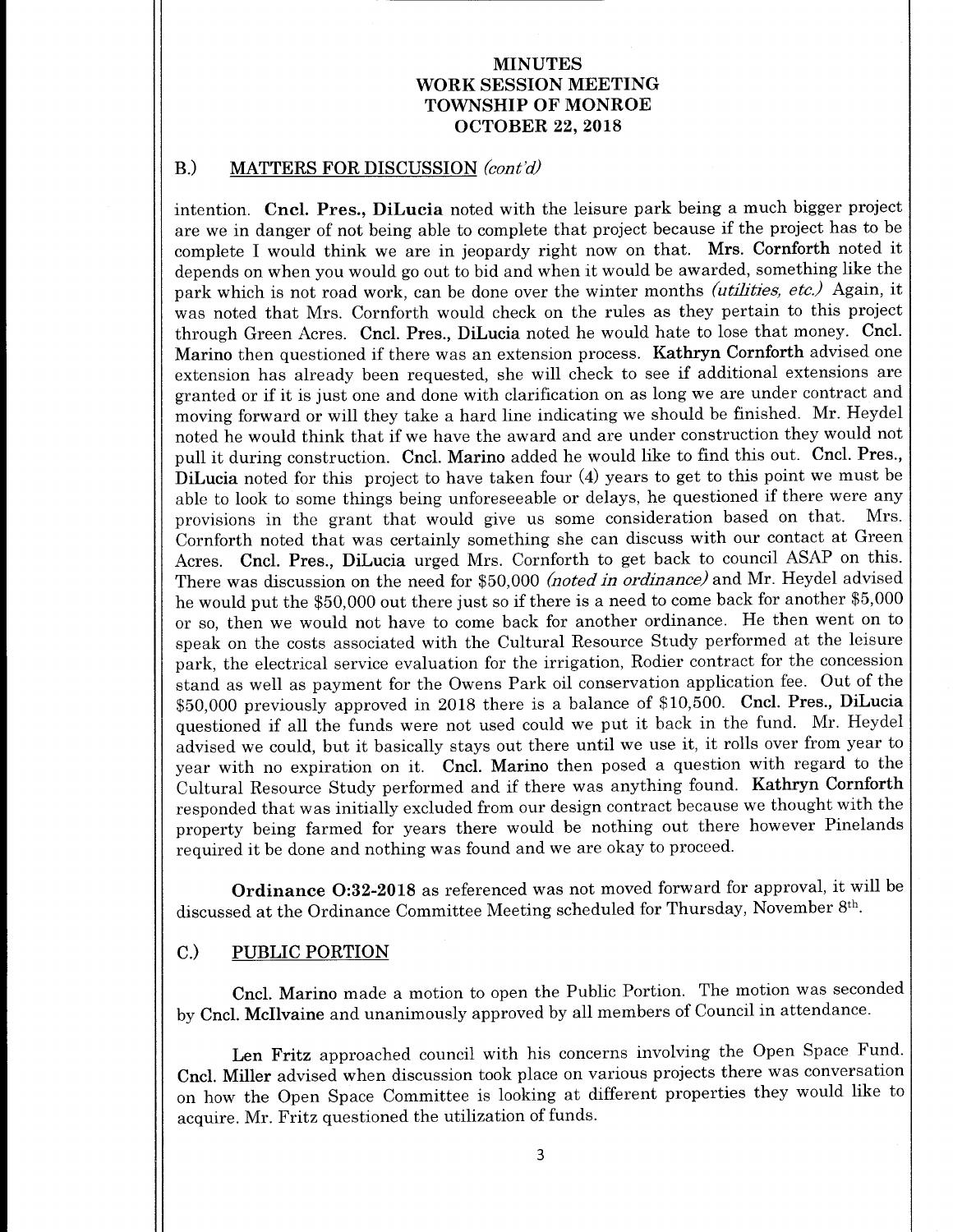# MINUTES
# WORK SESSION MEETING
# TOWNSHIP OF MONROE
# OCTOBER 22, 2018

## B.) MATTERS FOR DISCUSSION *(cont'd)*

intention. **Cncl. Pres., DiLucia** noted with the leisure park being a much bigger project are we in danger of not being able to complete that project because if the project has to be complete I would think we are in jeopardy right now on that. **Mrs. Cornforth** noted it depends on when you would go out to bid and when it would be awarded, something like the park which is not road work, can be done over the winter months *(utilities, etc.)* Again, it was noted that Mrs. Cornforth would check on the rules as they pertain to this project through Green Acres. **Cncl. Pres., DiLucia** noted he would hate to lose that money. **Cncl. Marino** then questioned if there was an extension process. **Kathryn Cornforth** advised one extension has already been requested, she will check to see if additional extensions are granted or if it is just one and done with clarification on as long we are under contract and moving forward or will they take a hard line indicating we should be finished. Mr. Heydel noted he would think that if we have the award and are under construction they would not pull it during construction. **Cncl. Marino** added he would like to find this out. **Cncl. Pres., DiLucia** noted for this project to have taken four (4) years to get to this point we must be able to look to some things being unforeseeable or delays, he questioned if there were any provisions in the grant that would give us some consideration based on that. Mrs. Cornforth noted that was certainly something she can discuss with our contact at Green Acres. **Cncl. Pres., DiLucia** urged Mrs. Cornforth to get back to council ASAP on this. There was discussion on the need for $50,000 *(noted in ordinance)* and Mr. Heydel advised he would put the $50,000 out there just so if there is a need to come back for another $5,000 or so, then we would not have to come back for another ordinance. He then went on to speak on the costs associated with the Cultural Resource Study performed at the leisure park, the electrical service evaluation for the irrigation, Rodier contract for the concession stand as well as payment for the Owens Park oil conservation application fee. Out of the $50,000 previously approved in 2018 there is a balance of $10,500. **Cncl. Pres., DiLucia** questioned if all the funds were not used could we put it back in the fund. Mr. Heydel advised we could, but it basically stays out there until we use it, it rolls over from year to year with no expiration on it. **Cncl. Marino** then posed a question with regard to the Cultural Resource Study performed and if there was anything found. **Kathryn Cornforth** responded that was initially excluded from our design contract because we thought with the property being farmed for years there would be nothing out there however Pinelands required it be done and nothing was found and we are okay to proceed.

**Ordinance O:32-2018** as referenced was not moved forward for approval, it will be discussed at the Ordinance Committee Meeting scheduled for Thursday, November 8th.

## C.) PUBLIC PORTION

**Cncl. Marino** made a motion to open the Public Portion. The motion was seconded by **Cncl. McIlvaine** and unanimously approved by all members of Council in attendance.

**Len Fritz** approached council with his concerns involving the Open Space Fund. **Cncl. Miller** advised when discussion took place on various projects there was conversation on how the Open Space Committee is looking at different properties they would like to acquire. Mr. Fritz questioned the utilization of funds.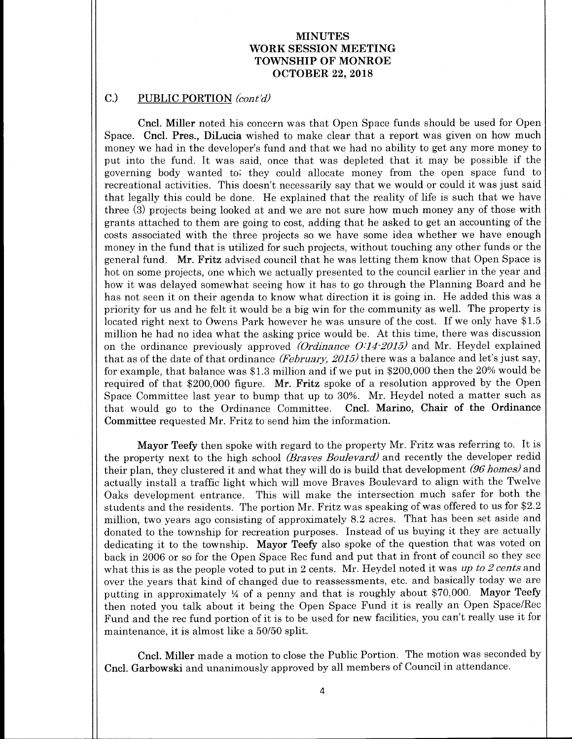# MINUTES
# WORK SESSION MEETING
# TOWNSHIP OF MONROE
# OCTOBER 22, 2018

## C.) PUBLIC PORTION *(cont'd)*

**Cncl. Miller** noted his concern was that Open Space funds should be used for Open Space. **Cncl. Pres., DiLucia** wished to make clear that a report was given on how much money we had in the developer's fund and that we had no ability to get any more money to put into the fund. It was said, once that was depleted that it may be possible if the governing body wanted to; they could allocate money from the open space fund to recreational activities. This doesn't necessarily say that we would or could it was just said that legally this could be done. He explained that the reality of life is such that we have three (3) projects being looked at and we are not sure how much money any of those with grants attached to them are going to cost, adding that he asked to get an accounting of the costs associated with the three projects so we have some idea whether we have enough money in the fund that is utilized for such projects, without touching any other funds or the general fund. **Mr. Fritz** advised council that he was letting them know that Open Space is hot on some projects, one which we actually presented to the council earlier in the year and how it was delayed somewhat seeing how it has to go through the Planning Board and he has not seen it on their agenda to know what direction it is going in. He added this was a priority for us and he felt it would be a big win for the community as well. The property is located right next to Owens Park however he was unsure of the cost. If we only have $1.5 million he had no idea what the asking price would be. At this time, there was discussion on the ordinance previously approved *(Ordinance O:14-2015)* and Mr. Heydel explained that as of the date of that ordinance *(February, 2015)* there was a balance and let's just say, for example, that balance was $1.3 million and if we put in $200,000 then the 20% would be required of that $200,000 figure. **Mr. Fritz** spoke of a resolution approved by the Open Space Committee last year to bump that up to 30%. Mr. Heydel noted a matter such as that would go to the Ordinance Committee. **Cncl. Marino, Chair of the Ordinance Committee** requested Mr. Fritz to send him the information.

**Mayor Teefy** then spoke with regard to the property Mr. Fritz was referring to. It is the property next to the high school *(Braves Boulevard)* and recently the developer redid their plan, they clustered it and what they will do is build that development *(96 homes)* and actually install a traffic light which will move Braves Boulevard to align with the Twelve Oaks development entrance. This will make the intersection much safer for both the students and the residents. The portion Mr. Fritz was speaking of was offered to us for $2.2 million, two years ago consisting of approximately 8.2 acres. That has been set aside and donated to the township for recreation purposes. Instead of us buying it they are actually dedicating it to the township. **Mayor Teefy** also spoke of the question that was voted on back in 2006 or so for the Open Space Rec fund and put that in front of council so they see what this is as the people voted to put in 2 cents. Mr. Heydel noted it was *up to 2 cents* and over the years that kind of changed due to reassessments, etc. and basically today we are putting in approximately ¼ of a penny and that is roughly about $70,000. **Mayor Teefy** then noted you talk about it being the Open Space Fund it is really an Open Space/Rec Fund and the rec fund portion of it is to be used for new facilities, you can't really use it for maintenance, it is almost like a 50/50 split.

**Cncl. Miller** made a motion to close the Public Portion. The motion was seconded by **Cncl. Garbowski** and unanimously approved by all members of Council in attendance.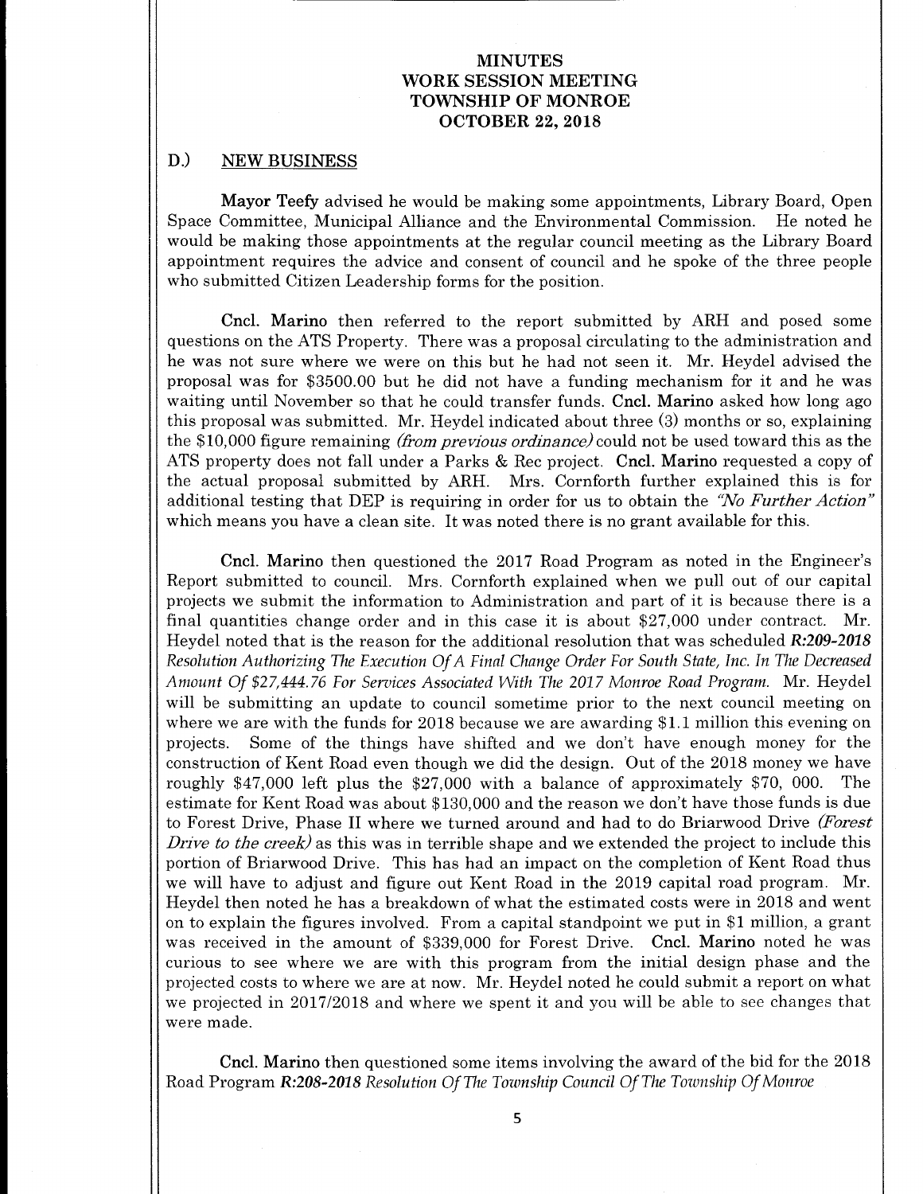# MINUTES
# WORK SESSION MEETING
# TOWNSHIP OF MONROE
# OCTOBER 22, 2018

## D.) NEW BUSINESS

**Mayor Teefy** advised he would be making some appointments, Library Board, Open Space Committee, Municipal Alliance and the Environmental Commission. He noted he would be making those appointments at the regular council meeting as the Library Board appointment requires the advice and consent of council and he spoke of the three people who submitted Citizen Leadership forms for the position.

**Cncl. Marino** then referred to the report submitted by ARH and posed some questions on the ATS Property. There was a proposal circulating to the administration and he was not sure where we were on this but he had not seen it. Mr. Heydel advised the proposal was for $3500.00 but he did not have a funding mechanism for it and he was waiting until November so that he could transfer funds. **Cncl. Marino** asked how long ago this proposal was submitted. Mr. Heydel indicated about three (3) months or so, explaining the $10,000 figure remaining *(from previous ordinance)* could not be used toward this as the ATS property does not fall under a Parks & Rec project. **Cncl. Marino** requested a copy of the actual proposal submitted by ARH. Mrs. Cornforth further explained this is for additional testing that DEP is requiring in order for us to obtain the *"No Further Action"* which means you have a clean site. It was noted there is no grant available for this.

**Cncl. Marino** then questioned the 2017 Road Program as noted in the Engineer's Report submitted to council. Mrs. Cornforth explained when we pull out of our capital projects we submit the information to Administration and part of it is because there is a final quantities change order and in this case it is about $27,000 under contract. Mr. Heydel noted that is the reason for the additional resolution that was scheduled ***R:209-2018*** *Resolution Authorizing The Execution Of A Final Change Order For South State, Inc. In The Decreased Amount Of $27,444.76 For Services Associated With The 2017 Monroe Road Program.* Mr. Heydel will be submitting an update to council sometime prior to the next council meeting on where we are with the funds for 2018 because we are awarding $1.1 million this evening on projects. Some of the things have shifted and we don't have enough money for the construction of Kent Road even though we did the design. Out of the 2018 money we have roughly $47,000 left plus the $27,000 with a balance of approximately $70, 000. The estimate for Kent Road was about $130,000 and the reason we don't have those funds is due to Forest Drive, Phase II where we turned around and had to do Briarwood Drive *(Forest Drive to the creek)* as this was in terrible shape and we extended the project to include this portion of Briarwood Drive. This has had an impact on the completion of Kent Road thus we will have to adjust and figure out Kent Road in the 2019 capital road program. Mr. Heydel then noted he has a breakdown of what the estimated costs were in 2018 and went on to explain the figures involved. From a capital standpoint we put in $1 million, a grant was received in the amount of $339,000 for Forest Drive. **Cncl. Marino** noted he was curious to see where we are with this program from the initial design phase and the projected costs to where we are at now. Mr. Heydel noted he could submit a report on what we projected in 2017/2018 and where we spent it and you will be able to see changes that were made.

**Cncl. Marino** then questioned some items involving the award of the bid for the 2018 Road Program ***R:208-2018*** *Resolution Of The Township Council Of The Township Of Monroe*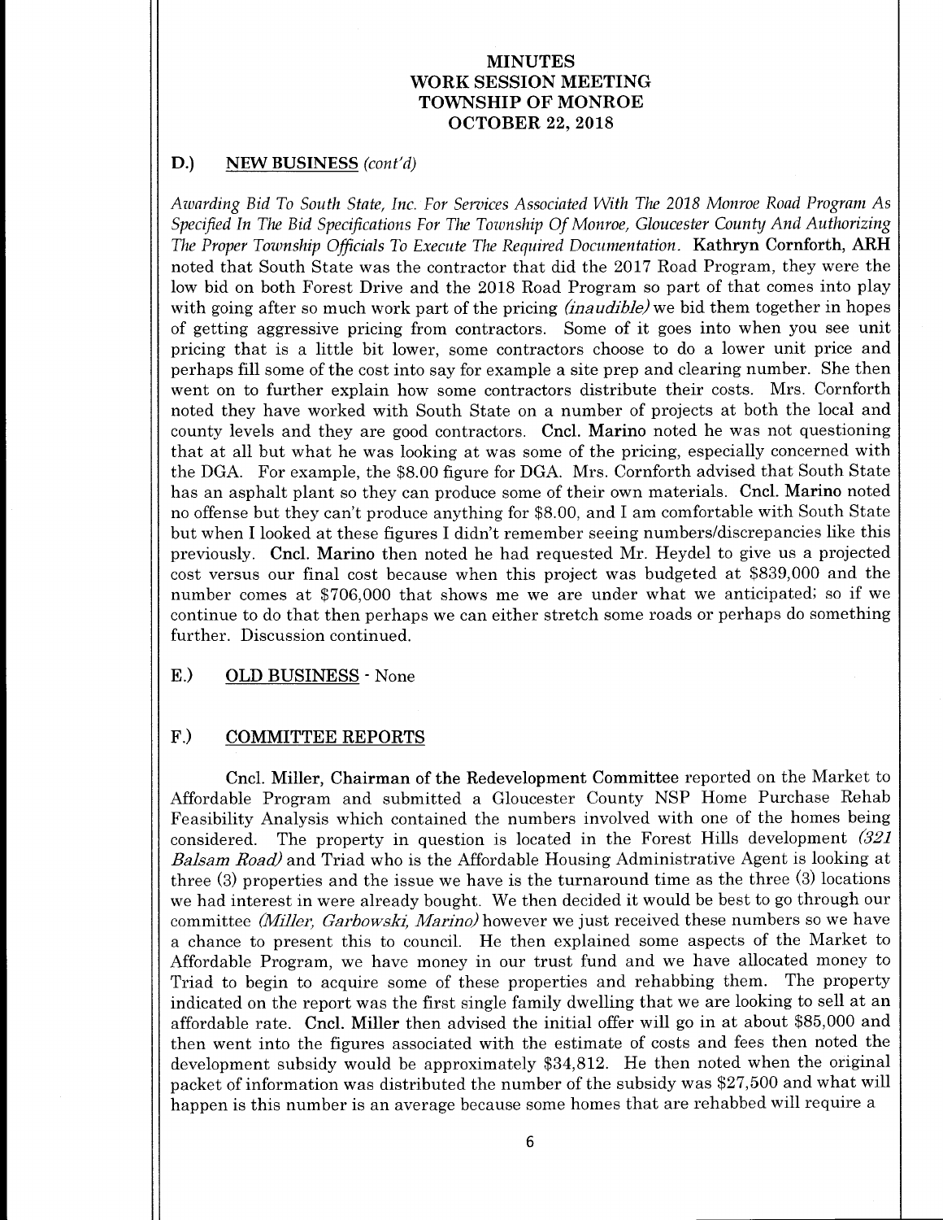# MINUTES
# WORK SESSION MEETING
# TOWNSHIP OF MONROE
# OCTOBER 22, 2018

## D.) NEW BUSINESS *(cont'd)*

*Awarding Bid To South State, Inc. For Services Associated With The 2018 Monroe Road Program As Specified In The Bid Specifications For The Township Of Monroe, Gloucester County And Authorizing The Proper Township Officials To Execute The Required Documentation.* **Kathryn Cornforth, ARH** noted that South State was the contractor that did the 2017 Road Program, they were the low bid on both Forest Drive and the 2018 Road Program so part of that comes into play with going after so much work part of the pricing *(inaudible)* we bid them together in hopes of getting aggressive pricing from contractors. Some of it goes into when you see unit pricing that is a little bit lower, some contractors choose to do a lower unit price and perhaps fill some of the cost into say for example a site prep and clearing number. She then went on to further explain how some contractors distribute their costs. Mrs. Cornforth noted they have worked with South State on a number of projects at both the local and county levels and they are good contractors. **Cncl. Marino** noted he was not questioning that at all but what he was looking at was some of the pricing, especially concerned with the DGA. For example, the $8.00 figure for DGA. Mrs. Cornforth advised that South State has an asphalt plant so they can produce some of their own materials. **Cncl. Marino** noted no offense but they can't produce anything for $8.00, and I am comfortable with South State but when I looked at these figures I didn't remember seeing numbers/discrepancies like this previously. **Cncl. Marino** then noted he had requested Mr. Heydel to give us a projected cost versus our final cost because when this project was budgeted at $839,000 and the number comes at $706,000 that shows me we are under what we anticipated; so if we continue to do that then perhaps we can either stretch some roads or perhaps do something further. Discussion continued.

## E.) OLD BUSINESS - None

## F.) COMMITTEE REPORTS

Cncl. **Miller, Chairman of the Redevelopment Committee** reported on the Market to Affordable Program and submitted a Gloucester County NSP Home Purchase Rehab Feasibility Analysis which contained the numbers involved with one of the homes being considered. The property in question is located in the Forest Hills development *(321 Balsam Road)* and Triad who is the Affordable Housing Administrative Agent is looking at three (3) properties and the issue we have is the turnaround time as the three (3) locations we had interest in were already bought. We then decided it would be best to go through our committee *(Miller, Garbowski, Marino)* however we just received these numbers so we have a chance to present this to council. He then explained some aspects of the Market to Affordable Program, we have money in our trust fund and we have allocated money to Triad to begin to acquire some of these properties and rehabbing them. The property indicated on the report was the first single family dwelling that we are looking to sell at an affordable rate. **Cncl. Miller** then advised the initial offer will go in at about $85,000 and then went into the figures associated with the estimate of costs and fees then noted the development subsidy would be approximately $34,812. He then noted when the original packet of information was distributed the number of the subsidy was $27,500 and what will happen is this number is an average because some homes that are rehabbed will require a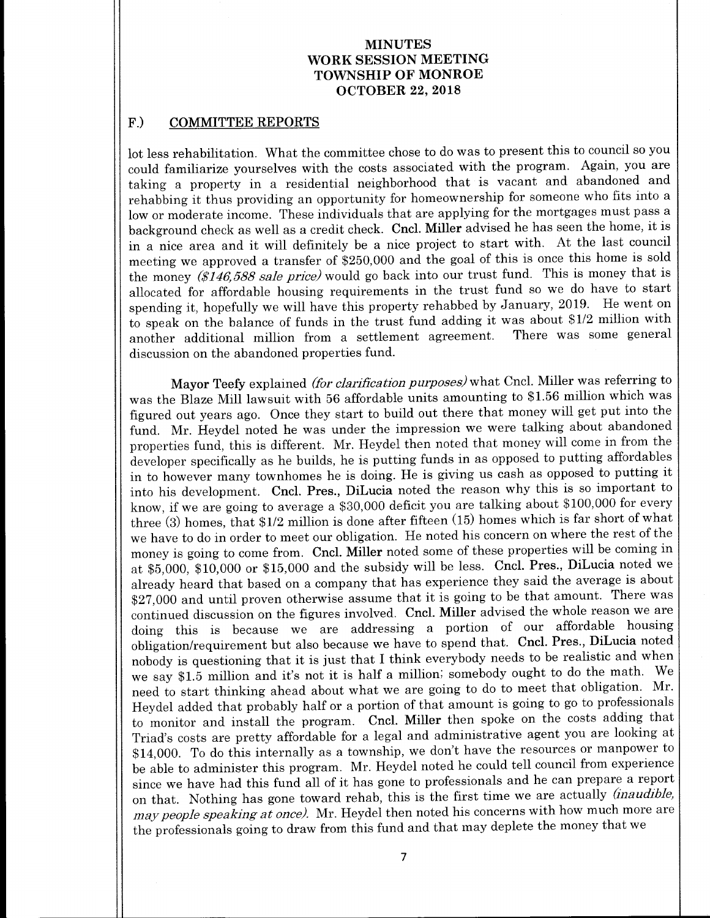**MINUTES**
**WORK SESSION MEETING**
**TOWNSHIP OF MONROE**
**OCTOBER 22, 2018**

## F.) COMMITTEE REPORTS

lot less rehabilitation. What the committee chose to do was to present this to council so you could familiarize yourselves with the costs associated with the program. Again, you are taking a property in a residential neighborhood that is vacant and abandoned and rehabbing it thus providing an opportunity for homeownership for someone who fits into a low or moderate income. These individuals that are applying for the mortgages must pass a background check as well as a credit check. **Cncl. Miller** advised he has seen the home, it is in a nice area and it will definitely be a nice project to start with. At the last council meeting we approved a transfer of $250,000 and the goal of this is once this home is sold the money *($146,588 sale price)* would go back into our trust fund. This is money that is allocated for affordable housing requirements in the trust fund so we do have to start spending it, hopefully we will have this property rehabbed by January, 2019. He went on to speak on the balance of funds in the trust fund adding it was about $1/2 million with another additional million from a settlement agreement. There was some general discussion on the abandoned properties fund.

**Mayor Teefy** explained *(for clarification purposes)* what Cncl. Miller was referring to was the Blaze Mill lawsuit with 56 affordable units amounting to $1.56 million which was figured out years ago. Once they start to build out there that money will get put into the fund. Mr. Heydel noted he was under the impression we were talking about abandoned properties fund, this is different. Mr. Heydel then noted that money will come in from the developer specifically as he builds, he is putting funds in as opposed to putting affordables in to however many townhomes he is doing. He is giving us cash as opposed to putting it into his development. **Cncl. Pres., DiLucia** noted the reason why this is so important to know, if we are going to average a $30,000 deficit you are talking about $100,000 for every three (3) homes, that $1/2 million is done after fifteen (15) homes which is far short of what we have to do in order to meet our obligation. He noted his concern on where the rest of the money is going to come from. **Cncl. Miller** noted some of these properties will be coming in at $5,000, $10,000 or $15,000 and the subsidy will be less. **Cncl. Pres., DiLucia** noted we already heard that based on a company that has experience they said the average is about $27,000 and until proven otherwise assume that it is going to be that amount. There was continued discussion on the figures involved. **Cncl. Miller** advised the whole reason we are doing this is because we are addressing a portion of our affordable housing obligation/requirement but also because we have to spend that. **Cncl. Pres., DiLucia** noted nobody is questioning that it is just that I think everybody needs to be realistic and when we say $1.5 million and it's not it is half a million; somebody ought to do the math. We need to start thinking ahead about what we are going to do to meet that obligation. Mr. Heydel added that probably half or a portion of that amount is going to go to professionals to monitor and install the program. **Cncl. Miller** then spoke on the costs adding that Triad's costs are pretty affordable for a legal and administrative agent you are looking at $14,000. To do this internally as a township, we don't have the resources or manpower to be able to administer this program. Mr. Heydel noted he could tell council from experience since we have had this fund all of it has gone to professionals and he can prepare a report on that. Nothing has gone toward rehab, this is the first time we are actually *(inaudible, may people speaking at once)*. Mr. Heydel then noted his concerns with how much more are the professionals going to draw from this fund and that may deplete the money that we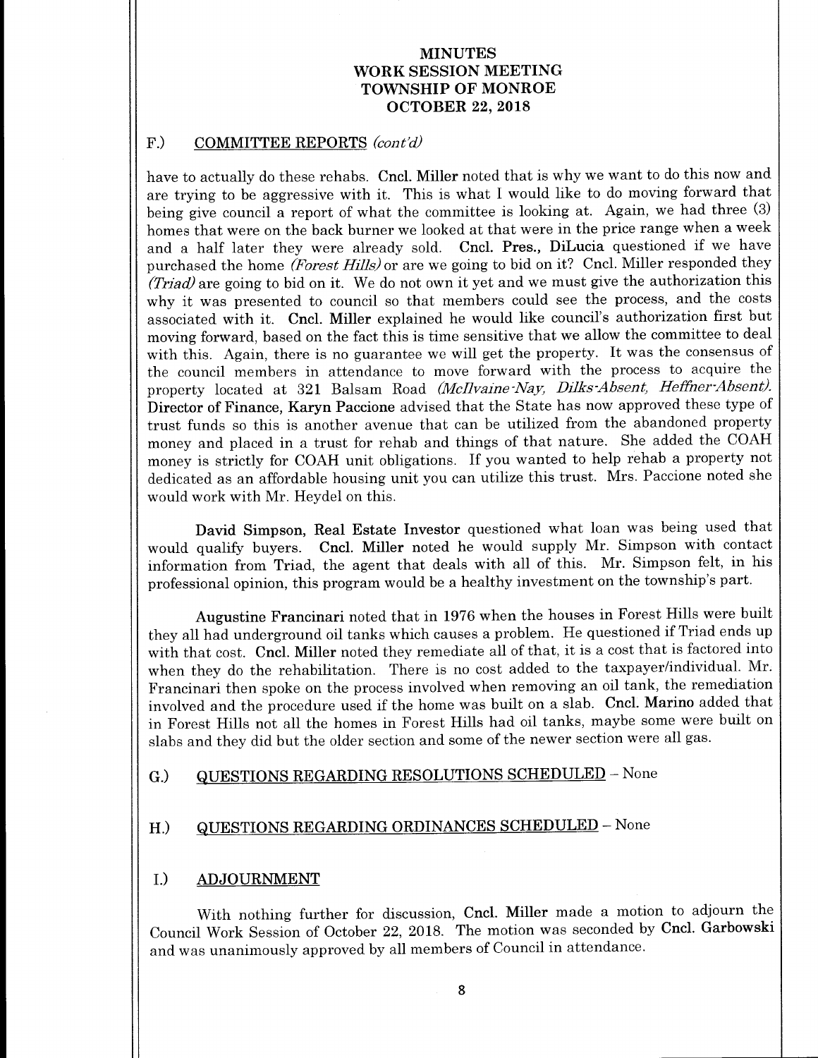## F.) COMMITTEE REPORTS *(cont'd)*

have to actually do these rehabs. **Cncl. Miller** noted that is why we want to do this now and are trying to be aggressive with it. This is what I would like to do moving forward that being give council a report of what the committee is looking at. Again, we had three (3) homes that were on the back burner we looked at that were in the price range when a week and a half later they were already sold. **Cncl. Pres., DiLucia** questioned if we have purchased the home *(Forest Hills)* or are we going to bid on it? Cncl. Miller responded they *(Triad)* are going to bid on it. We do not own it yet and we must give the authorization this why it was presented to council so that members could see the process, and the costs associated with it. **Cncl. Miller** explained he would like council's authorization first but moving forward, based on the fact this is time sensitive that we allow the committee to deal with this. Again, there is no guarantee we will get the property. It was the consensus of the council members in attendance to move forward with the process to acquire the property located at 321 Balsam Road *(McIlvaine-Nay, Dilks-Absent, Heffner-Absent)*. **Director of Finance, Karyn Paccione** advised that the State has now approved these type of trust funds so this is another avenue that can be utilized from the abandoned property money and placed in a trust for rehab and things of that nature. She added the COAH money is strictly for COAH unit obligations. If you wanted to help rehab a property not dedicated as an affordable housing unit you can utilize this trust. Mrs. Paccione noted she would work with Mr. Heydel on this.

**David Simpson, Real Estate Investor** questioned what loan was being used that would qualify buyers. **Cncl. Miller** noted he would supply Mr. Simpson with contact information from Triad, the agent that deals with all of this. Mr. Simpson felt, in his professional opinion, this program would be a healthy investment on the township's part.

Augustine Francinari noted that in 1976 when the houses in Forest Hills were built they all had underground oil tanks which causes a problem. He questioned if Triad ends up with that cost. **Cncl. Miller** noted they remediate all of that, it is a cost that is factored into when they do the rehabilitation. There is no cost added to the taxpayer/individual. Mr. Francinari then spoke on the process involved when removing an oil tank, the remediation involved and the procedure used if the home was built on a slab. **Cncl. Marino** added that in Forest Hills not all the homes in Forest Hills had oil tanks, maybe some were built on slabs and they did but the older section and some of the newer section were all gas.

## G.) QUESTIONS REGARDING RESOLUTIONS SCHEDULED – None

## H.) QUESTIONS REGARDING ORDINANCES SCHEDULED – None

## I.) ADJOURNMENT

With nothing further for discussion, **Cncl. Miller** made a motion to adjourn the Council Work Session of October 22, 2018. The motion was seconded by **Cncl. Garbowski** and was unanimously approved by all members of Council in attendance.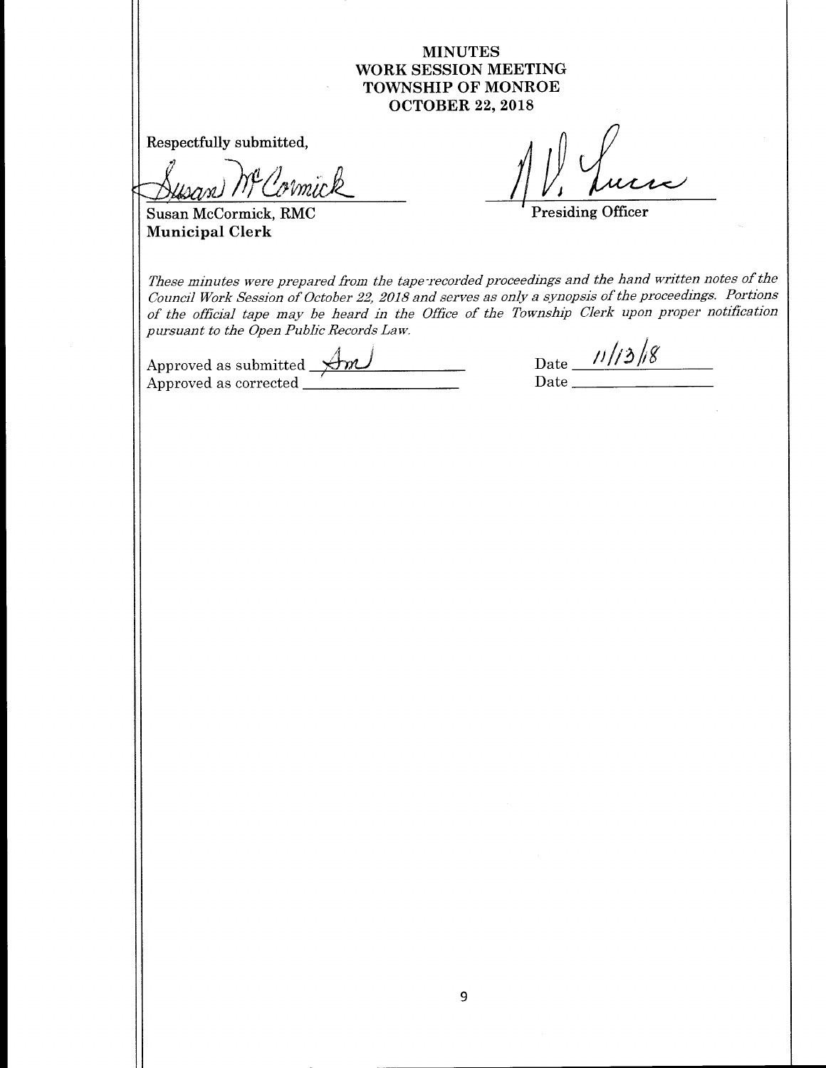**MINUTES**
**WORK SESSION MEETING**
**TOWNSHIP OF MONROE**
**OCTOBER 22, 2018**

Respectfully submitted,

Susan McCormick

Susan McCormick, RMC
**Municipal Clerk**

N. V. Luca

**Presiding Officer**

*These minutes were prepared from the tape-recorded proceedings and the hand written notes of the Council Work Session of October 22, 2018 and serves as only a synopsis of the proceedings. Portions of the official tape may be heard in the Office of the Township Clerk upon proper notification pursuant to the Open Public Records Law.*

Approved as submitted AmJ Date 11/13/18
Approved as corrected ______ Date ______